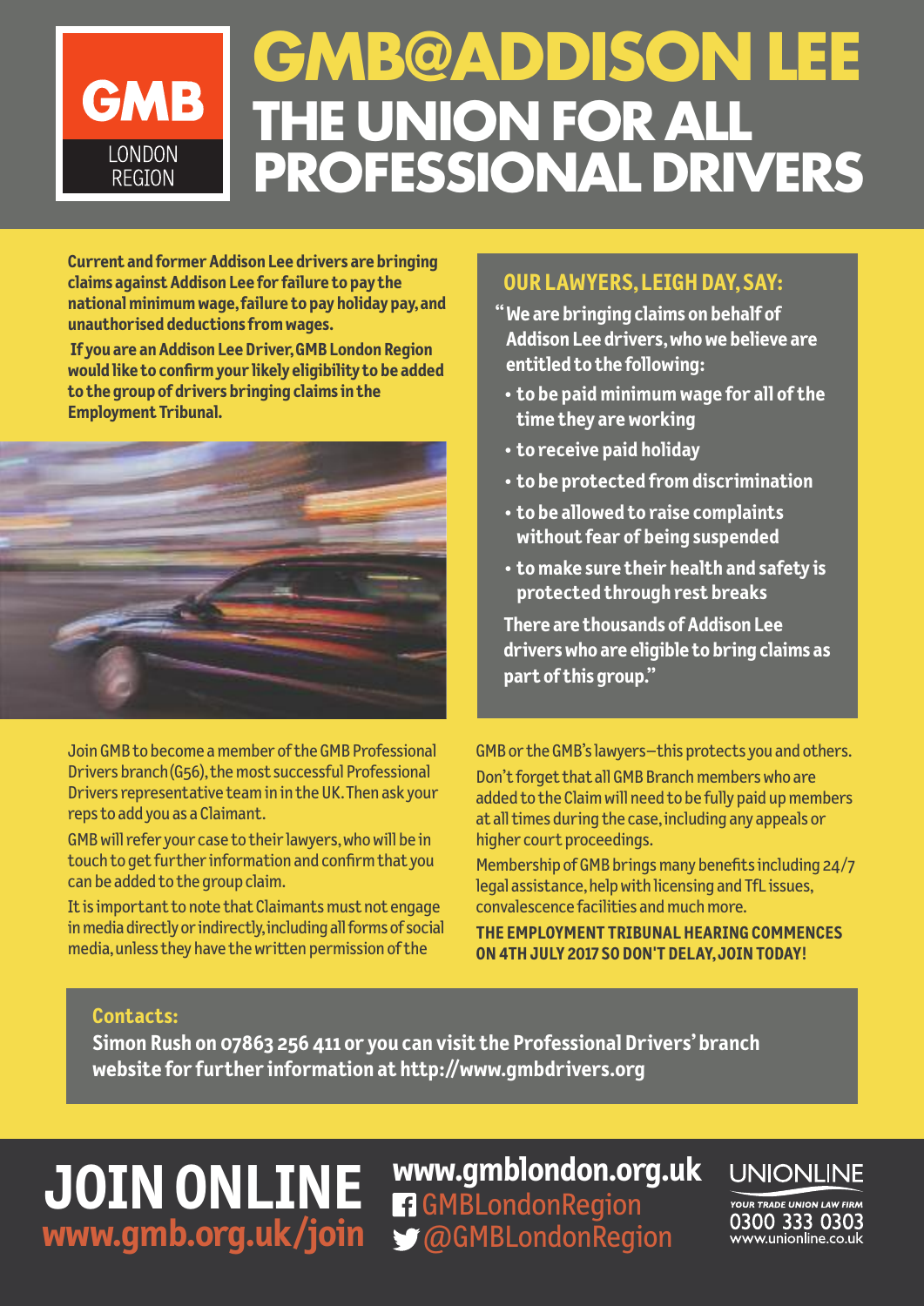GMB LONDON REGION

# GMB@ADDISON LEE
# THE UNION FOR ALL PROFESSIONAL DRIVERS

**Current and former Addison Lee drivers are bringing claims against Addison Lee for failure to pay the national minimum wage, failure to pay holiday pay, and unauthorised deductions from wages.**

**If you are an Addison Lee Driver, GMB London Region would like to confirm your likely eligibility to be added to the group of drivers bringing claims in the Employment Tribunal.**

## OUR LAWYERS, LEIGH DAY, SAY:

**"We are bringing claims on behalf of Addison Lee drivers, who we believe are entitled to the following:**

- **to be paid minimum wage for all of the time they are working**
- **to receive paid holiday**
- **to be protected from discrimination**
- **to be allowed to raise complaints without fear of being suspended**
- **to make sure their health and safety is protected through rest breaks**

**There are thousands of Addison Lee drivers who are eligible to bring claims as part of this group."**

Join GMB to become a member of the GMB Professional Drivers branch (G56), the most successful Professional Drivers representative team in in the UK. Then ask your reps to add you as a Claimant.

GMB will refer your case to their lawyers, who will be in touch to get further information and confirm that you can be added to the group claim.

It is important to note that Claimants must not engage in media directly or indirectly, including all forms of social media, unless they have the written permission of the GMB or the GMB's lawyers—this protects you and others.

Don't forget that all GMB Branch members who are added to the Claim will need to be fully paid up members at all times during the case, including any appeals or higher court proceedings.

Membership of GMB brings many benefits including 24/7 legal assistance, help with licensing and TfL issues, convalescence facilities and much more.

**THE EMPLOYMENT TRIBUNAL HEARING COMMENCES ON 4TH JULY 2017 SO DON'T DELAY, JOIN TODAY!**

**Contacts:**

**Simon Rush on 07863 256 411 or you can visit the Professional Drivers' branch website for further information at http://www.gmbdrivers.org**

## JOIN ONLINE
**www.gmb.org.uk/join**

**www.gmblondon.org.uk**
GMBLondonRegion
@GMBLondonRegion

UNIONLINE
YOUR TRADE UNION LAW FIRM
0300 333 0303
www.unionline.co.uk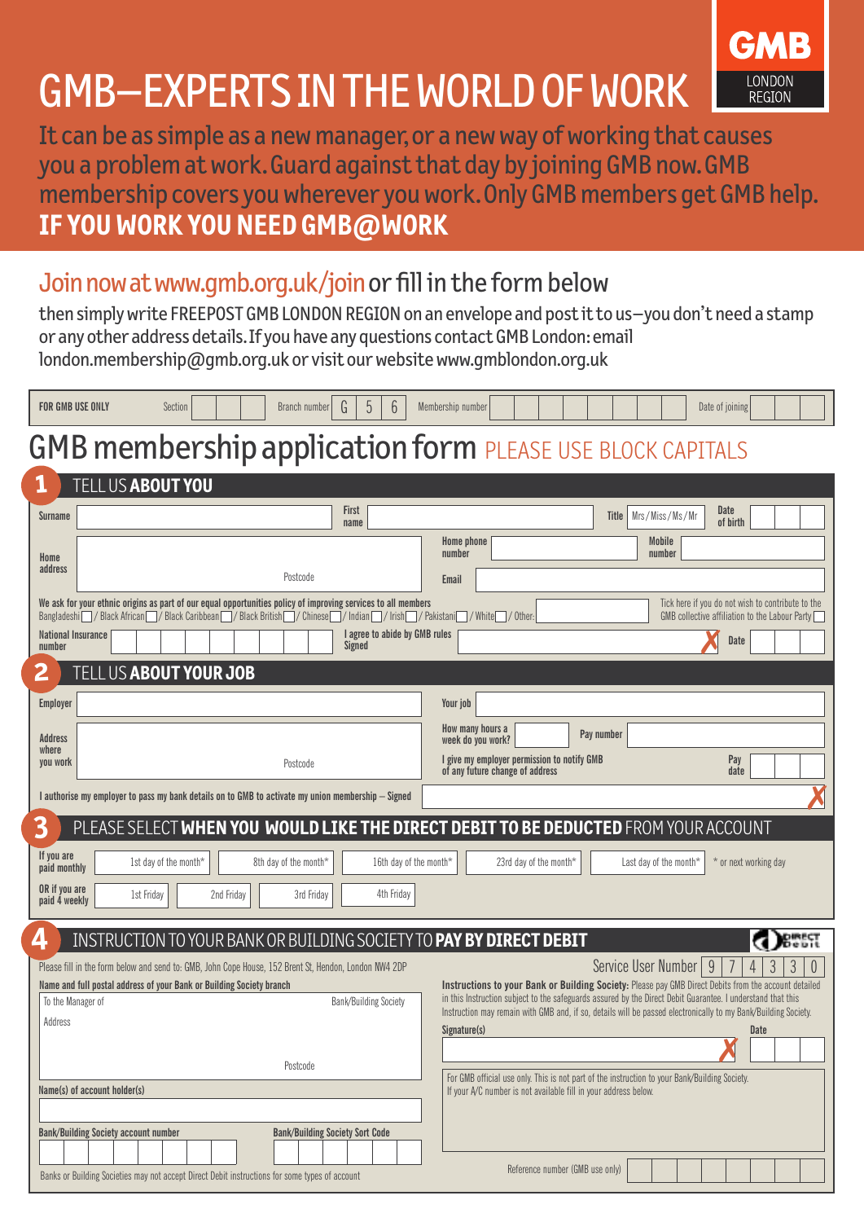# GMB—EXPERTS IN THE WORLD OF WORK

**GMB**
LONDON REGION

It can be as simple as a new manager, or a new way of working that causes you a problem at work. Guard against that day by joining GMB now. GMB membership covers you wherever you work. Only GMB members get GMB help.
**IF YOU WORK YOU NEED GMB@WORK**

## Join now at www.gmb.org.uk/join or fill in the form below

then simply write FREEPOST GMB LONDON REGION on an envelope and post it to us—you don't need a stamp or any other address details. If you have any questions contact GMB London: email london.membership@gmb.org.uk or visit our website www.gmblondon.org.uk

FOR GMB USE ONLY — Section — Branch number G 5 6 — Membership number — Date of joining

## GMB membership application form PLEASE USE BLOCK CAPITALS

### 1 TELL US **ABOUT YOU**

Surname — First name — Title Mrs / Miss / Ms / Mr — Date of birth

Home address — Postcode — Home phone number — Mobile number — Email

We ask for your ethnic origins as part of our equal opportunities policy of improving services to all members
Bangladeshi ☐ / Black African ☐ / Black Caribbean ☐ / Black British ☐ / Chinese ☐ / Indian ☐ / Irish ☐ / Pakistani ☐ / White ☐ / Other:

Tick here if you do not wish to contribute to the GMB collective affiliation to the Labour Party ☐

National Insurance number — I agree to abide by GMB rules Signed ✗ — Date

### 2 TELL US **ABOUT YOUR JOB**

Employer — Your job

Address where you work — Postcode — How many hours a week do you work? — Pay number

I give my employer permission to notify GMB of any future change of address — Pay date

I authorise my employer to pass my bank details on to GMB to activate my union membership – Signed ✗

### 3 PLEASE SELECT **WHEN YOU WOULD LIKE THE DIRECT DEBIT TO BE DEDUCTED** FROM YOUR ACCOUNT

If you are paid monthly: 1st day of the month* — 8th day of the month* — 16th day of the month* — 23rd day of the month* — Last day of the month* — * or next working day

OR if you are paid 4 weekly: 1st Friday — 2nd Friday — 3rd Friday — 4th Friday

### 4 INSTRUCTION TO YOUR BANK OR BUILDING SOCIETY TO **PAY BY DIRECT DEBIT**

DIRECT Debit

Please fill in the form below and send to: GMB, John Cope House, 152 Brent St, Hendon, London NW4 2DP

Service User Number 9 7 4 3 3 0

Name and full postal address of your Bank or Building Society branch

To the Manager of — Bank/Building Society

Address

Postcode

**Instructions to your Bank or Building Society:** Please pay GMB Direct Debits from the account detailed in this Instruction subject to the safeguards assured by the Direct Debit Guarantee. I understand that this Instruction may remain with GMB and, if so, details will be passed electronically to my Bank/Building Society.

Signature(s) ✗ — Date

Name(s) of account holder(s)

For GMB official use only. This is not part of the instruction to your Bank/Building Society.
If your A/C number is not available fill in your address below.

Bank/Building Society account number — Bank/Building Society Sort Code

Reference number (GMB use only)

Banks or Building Societies may not accept Direct Debit instructions for some types of account